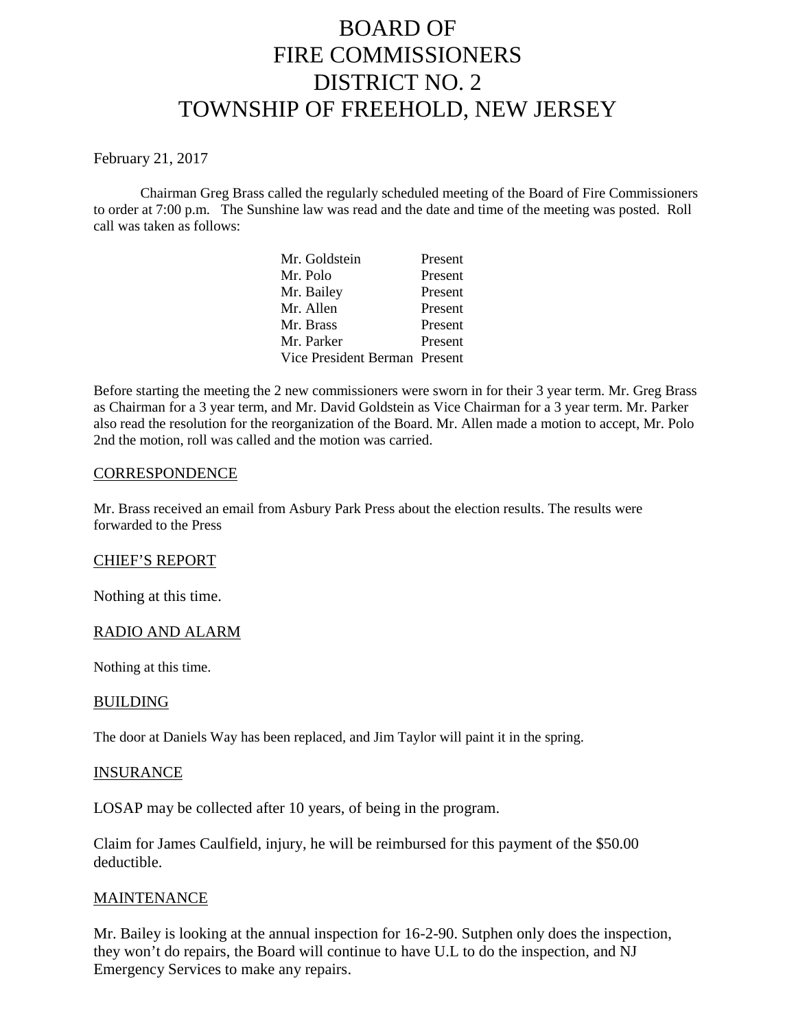# BOARD OF FIRE COMMISSIONERS DISTRICT NO. 2 TOWNSHIP OF FREEHOLD, NEW JERSEY

February 21, 2017

Chairman Greg Brass called the regularly scheduled meeting of the Board of Fire Commissioners to order at 7:00 p.m. The Sunshine law was read and the date and time of the meeting was posted. Roll call was taken as follows:

| | |
|---|---|
| Mr. Goldstein | Present |
| Mr. Polo | Present |
| Mr. Bailey | Present |
| Mr. Allen | Present |
| Mr. Brass | Present |
| Mr. Parker | Present |
| Vice President Berman | Present |

Before starting the meeting the 2 new commissioners were sworn in for their 3 year term. Mr. Greg Brass as Chairman for a 3 year term, and Mr. David Goldstein as Vice Chairman for a 3 year term. Mr. Parker also read the resolution for the reorganization of the Board. Mr. Allen made a motion to accept, Mr. Polo 2nd the motion, roll was called and the motion was carried.

## CORRESPONDENCE

Mr. Brass received an email from Asbury Park Press about the election results. The results were forwarded to the Press

## CHIEF'S REPORT

Nothing at this time.

## RADIO AND ALARM

Nothing at this time.

## BUILDING

The door at Daniels Way has been replaced, and Jim Taylor will paint it in the spring.

## INSURANCE

LOSAP may be collected after 10 years, of being in the program.

Claim for James Caulfield, injury, he will be reimbursed for this payment of the $50.00 deductible.

## MAINTENANCE

Mr. Bailey is looking at the annual inspection for 16-2-90. Sutphen only does the inspection, they won't do repairs, the Board will continue to have U.L to do the inspection, and NJ Emergency Services to make any repairs.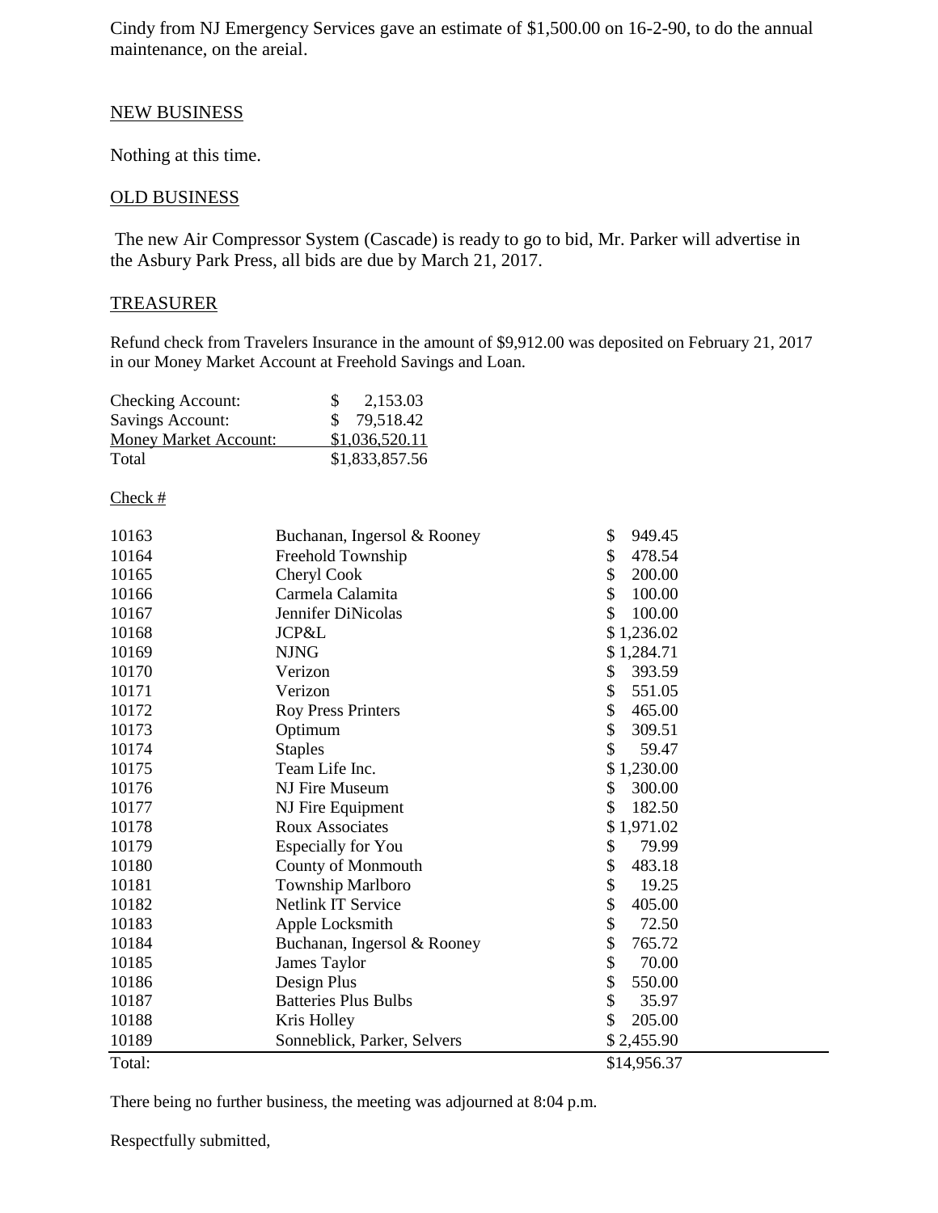Cindy from NJ Emergency Services gave an estimate of $1,500.00 on 16-2-90, to do the annual maintenance, on the areial.

## NEW BUSINESS

Nothing at this time.

## OLD BUSINESS

The new Air Compressor System (Cascade) is ready to go to bid, Mr. Parker will advertise in the Asbury Park Press, all bids are due by March 21, 2017.

## TREASURER

Refund check from Travelers Insurance in the amount of $9,912.00 was deposited on February 21, 2017 in our Money Market Account at Freehold Savings and Loan.

| | |
|---|---|
| Checking Account: | $ 2,153.03 |
| Savings Account: | $ 79,518.42 |
| Money Market Account: | $1,036,520.11 |
| Total | $1,833,857.56 |

| Check # | | |
|---|---|---|
| 10163 | Buchanan, Ingersol & Rooney | $ 949.45 |
| 10164 | Freehold Township | $ 478.54 |
| 10165 | Cheryl Cook | $ 200.00 |
| 10166 | Carmela Calamita | $ 100.00 |
| 10167 | Jennifer DiNicolas | $ 100.00 |
| 10168 | JCP&L | $ 1,236.02 |
| 10169 | NJNG | $ 1,284.71 |
| 10170 | Verizon | $ 393.59 |
| 10171 | Verizon | $ 551.05 |
| 10172 | Roy Press Printers | $ 465.00 |
| 10173 | Optimum | $ 309.51 |
| 10174 | Staples | $ 59.47 |
| 10175 | Team Life Inc. | $ 1,230.00 |
| 10176 | NJ Fire Museum | $ 300.00 |
| 10177 | NJ Fire Equipment | $ 182.50 |
| 10178 | Roux Associates | $ 1,971.02 |
| 10179 | Especially for You | $ 79.99 |
| 10180 | County of Monmouth | $ 483.18 |
| 10181 | Township Marlboro | $ 19.25 |
| 10182 | Netlink IT Service | $ 405.00 |
| 10183 | Apple Locksmith | $ 72.50 |
| 10184 | Buchanan, Ingersol & Rooney | $ 765.72 |
| 10185 | James Taylor | $ 70.00 |
| 10186 | Design Plus | $ 550.00 |
| 10187 | Batteries Plus Bulbs | $ 35.97 |
| 10188 | Kris Holley | $ 205.00 |
| 10189 | Sonneblick, Parker, Selvers | $ 2,455.90 |
| Total: | | $14,956.37 |

There being no further business, the meeting was adjourned at 8:04 p.m.

Respectfully submitted,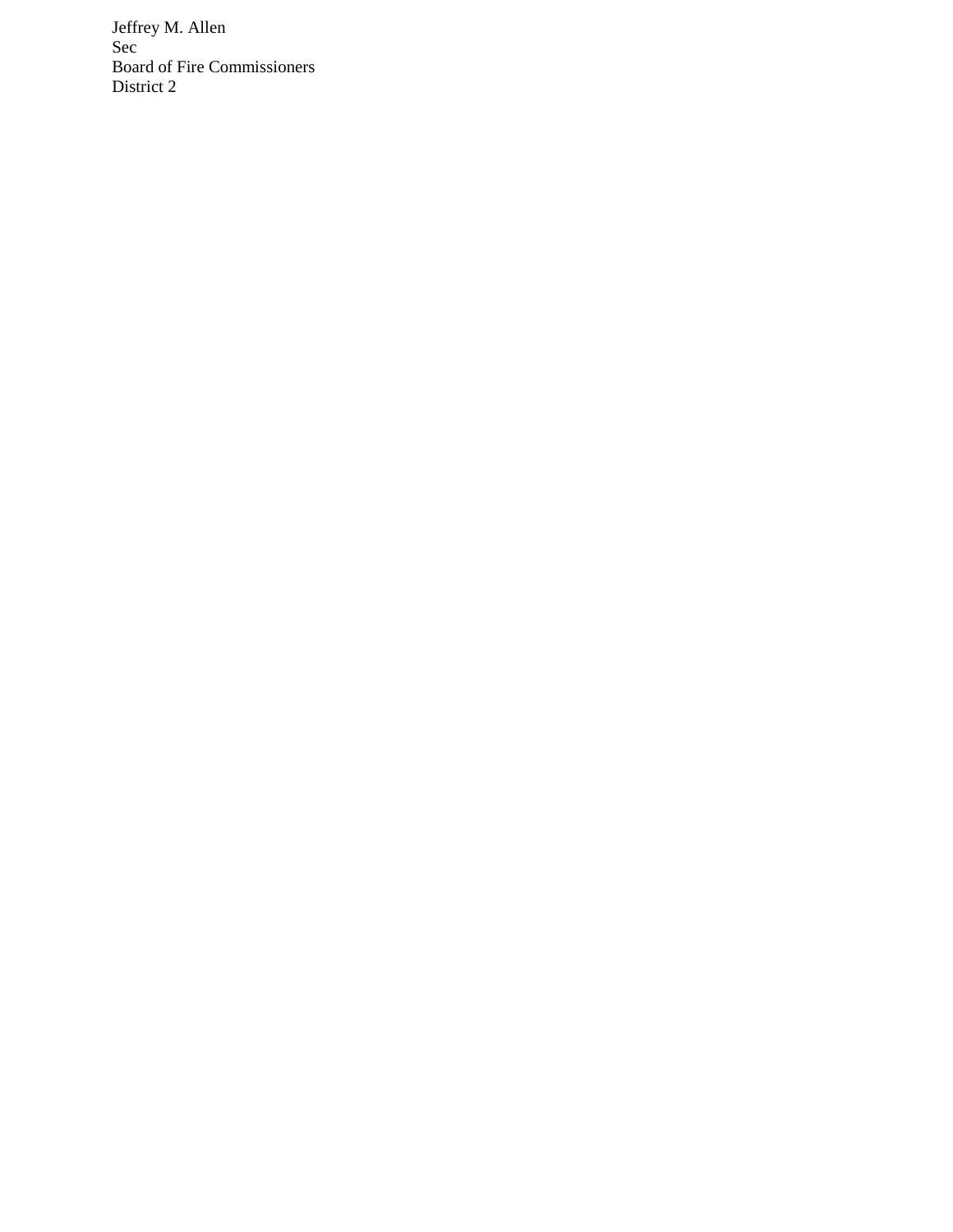Jeffrey M. Allen
Sec
Board of Fire Commissioners
District 2